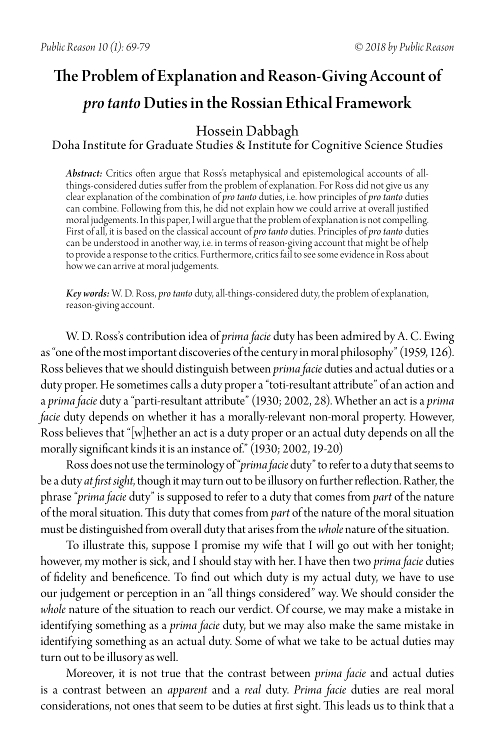# The Problem of Explanation and Reason-Giving Account of *pro tanto* Duties in the Rossian Ethical Framework

Hossein Dabbagh
Doha Institute for Graduate Studies & Institute for Cognitive Science Studies

***Abstract:*** Critics often argue that Ross's metaphysical and epistemological accounts of all-things-considered duties suffer from the problem of explanation. For Ross did not give us any clear explanation of the combination of *pro tanto* duties, i.e. how principles of *pro tanto* duties can combine. Following from this, he did not explain how we could arrive at overall justified moral judgements. In this paper, I will argue that the problem of explanation is not compelling. First of all, it is based on the classical account of *pro tanto* duties. Principles of *pro tanto* duties can be understood in another way, i.e. in terms of reason-giving account that might be of help to provide a response to the critics. Furthermore, critics fail to see some evidence in Ross about how we can arrive at moral judgements.

***Key words:*** W. D. Ross, *pro tanto* duty, all-things-considered duty, the problem of explanation, reason-giving account.

W. D. Ross's contribution idea of *prima facie* duty has been admired by A. C. Ewing as "one of the most important discoveries of the century in moral philosophy" (1959, 126). Ross believes that we should distinguish between *prima facie* duties and actual duties or a duty proper. He sometimes calls a duty proper a "toti-resultant attribute" of an action and a *prima facie* duty a "parti-resultant attribute" (1930; 2002, 28). Whether an act is a *prima facie* duty depends on whether it has a morally-relevant non-moral property. However, Ross believes that "[w]hether an act is a duty proper or an actual duty depends on all the morally significant kinds it is an instance of." (1930; 2002, 19-20)

Ross does not use the terminology of "*prima facie* duty" to refer to a duty that seems to be a duty *at first sight*, though it may turn out to be illusory on further reflection. Rather, the phrase "*prima facie* duty" is supposed to refer to a duty that comes from *part* of the nature of the moral situation. This duty that comes from *part* of the nature of the moral situation must be distinguished from overall duty that arises from the *whole* nature of the situation.

To illustrate this, suppose I promise my wife that I will go out with her tonight; however, my mother is sick, and I should stay with her. I have then two *prima facie* duties of fidelity and beneficence. To find out which duty is my actual duty, we have to use our judgement or perception in an "all things considered" way. We should consider the *whole* nature of the situation to reach our verdict. Of course, we may make a mistake in identifying something as a *prima facie* duty, but we may also make the same mistake in identifying something as an actual duty. Some of what we take to be actual duties may turn out to be illusory as well.

Moreover, it is not true that the contrast between *prima facie* and actual duties is a contrast between an *apparent* and a *real* duty. *Prima facie* duties are real moral considerations, not ones that seem to be duties at first sight. This leads us to think that a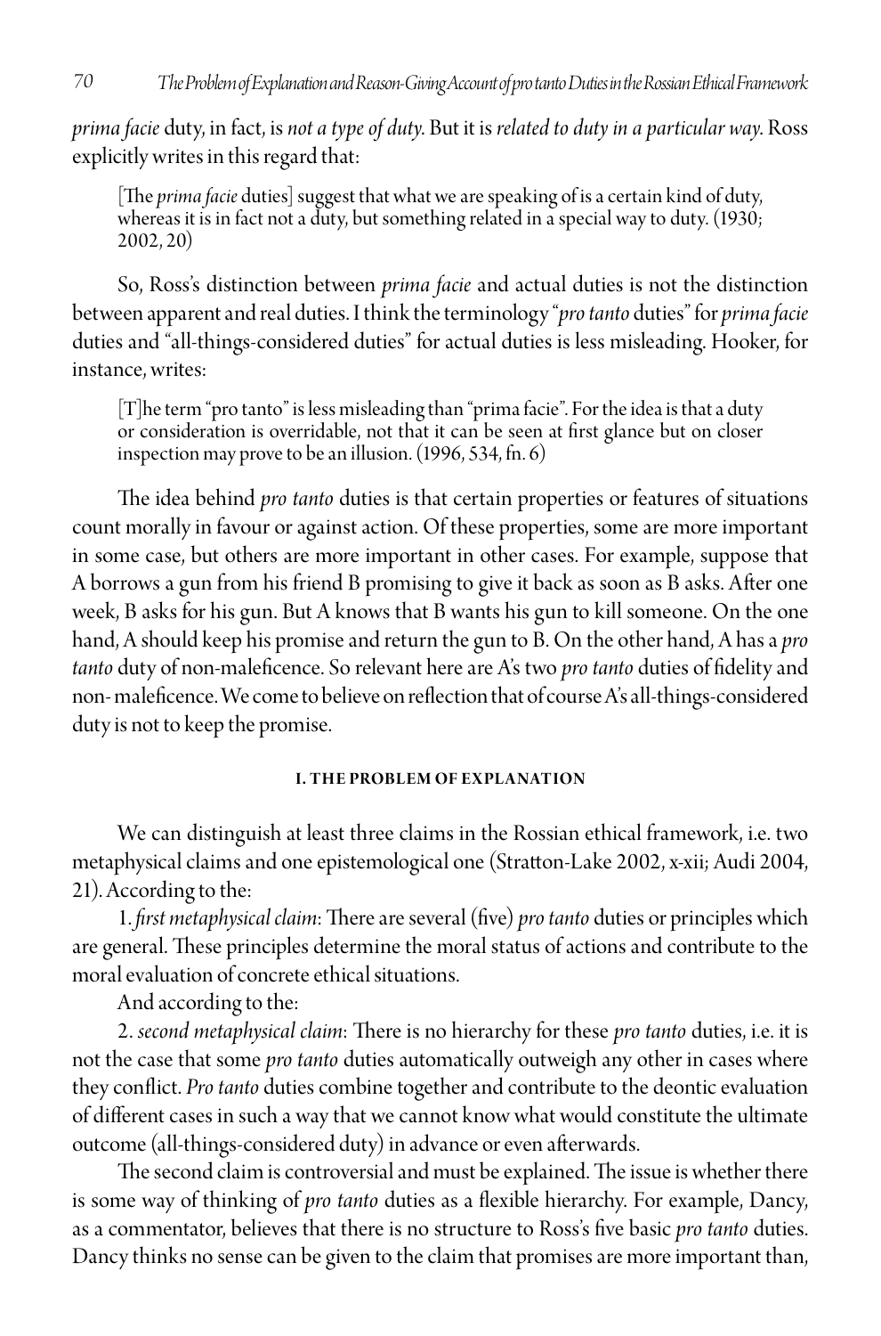*prima facie* duty, in fact, is *not a type of duty*. But it is *related to duty in a particular way*. Ross explicitly writes in this regard that:

> [The *prima facie* duties] suggest that what we are speaking of is a certain kind of duty, whereas it is in fact not a duty, but something related in a special way to duty. (1930; 2002, 20)

So, Ross's distinction between *prima facie* and actual duties is not the distinction between apparent and real duties. I think the terminology "*pro tanto* duties" for *prima facie* duties and "all-things-considered duties" for actual duties is less misleading. Hooker, for instance, writes:

> [T]he term "pro tanto" is less misleading than "prima facie". For the idea is that a duty or consideration is overridable, not that it can be seen at first glance but on closer inspection may prove to be an illusion. (1996, 534, fn. 6)

The idea behind *pro tanto* duties is that certain properties or features of situations count morally in favour or against action. Of these properties, some are more important in some case, but others are more important in other cases. For example, suppose that A borrows a gun from his friend B promising to give it back as soon as B asks. After one week, B asks for his gun. But A knows that B wants his gun to kill someone. On the one hand, A should keep his promise and return the gun to B. On the other hand, A has a *pro tanto* duty of non-maleficence. So relevant here are A's two *pro tanto* duties of fidelity and non- maleficence. We come to believe on reflection that of course A's all-things-considered duty is not to keep the promise.

## I. THE PROBLEM OF EXPLANATION

We can distinguish at least three claims in the Rossian ethical framework, i.e. two metaphysical claims and one epistemological one (Stratton-Lake 2002, x-xii; Audi 2004, 21). According to the:

1. *first metaphysical claim*: There are several (five) *pro tanto* duties or principles which are general. These principles determine the moral status of actions and contribute to the moral evaluation of concrete ethical situations.

And according to the:

2. *second metaphysical claim*: There is no hierarchy for these *pro tanto* duties, i.e. it is not the case that some *pro tanto* duties automatically outweigh any other in cases where they conflict. *Pro tanto* duties combine together and contribute to the deontic evaluation of different cases in such a way that we cannot know what would constitute the ultimate outcome (all-things-considered duty) in advance or even afterwards.

The second claim is controversial and must be explained. The issue is whether there is some way of thinking of *pro tanto* duties as a flexible hierarchy. For example, Dancy, as a commentator, believes that there is no structure to Ross's five basic *pro tanto* duties. Dancy thinks no sense can be given to the claim that promises are more important than,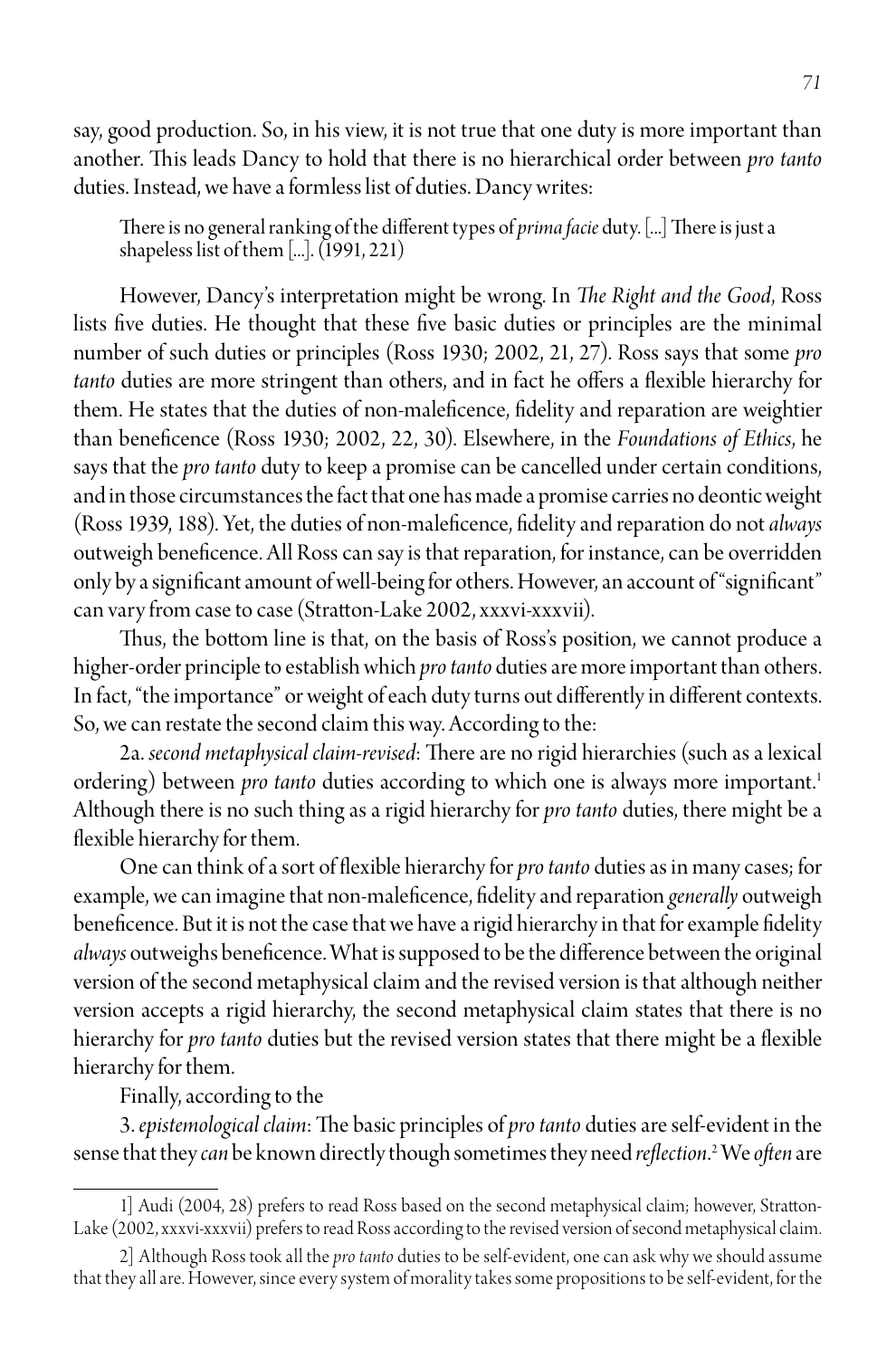say, good production. So, in his view, it is not true that one duty is more important than another. This leads Dancy to hold that there is no hierarchical order between *pro tanto* duties. Instead, we have a formless list of duties. Dancy writes:

> There is no general ranking of the different types of *prima facie* duty. [...] There is just a shapeless list of them [...]. (1991, 221)

However, Dancy's interpretation might be wrong. In *The Right and the Good*, Ross lists five duties. He thought that these five basic duties or principles are the minimal number of such duties or principles (Ross 1930; 2002, 21, 27). Ross says that some *pro tanto* duties are more stringent than others, and in fact he offers a flexible hierarchy for them. He states that the duties of non-maleficence, fidelity and reparation are weightier than beneficence (Ross 1930; 2002, 22, 30). Elsewhere, in the *Foundations of Ethics*, he says that the *pro tanto* duty to keep a promise can be cancelled under certain conditions, and in those circumstances the fact that one has made a promise carries no deontic weight (Ross 1939, 188). Yet, the duties of non-maleficence, fidelity and reparation do not *always* outweigh beneficence. All Ross can say is that reparation, for instance, can be overridden only by a significant amount of well-being for others. However, an account of "significant" can vary from case to case (Stratton-Lake 2002, xxxvi-xxxvii).

Thus, the bottom line is that, on the basis of Ross's position, we cannot produce a higher-order principle to establish which *pro tanto* duties are more important than others. In fact, "the importance" or weight of each duty turns out differently in different contexts. So, we can restate the second claim this way. According to the:

2a. *second metaphysical claim-revised*: There are no rigid hierarchies (such as a lexical ordering) between *pro tanto* duties according to which one is always more important.[1] Although there is no such thing as a rigid hierarchy for *pro tanto* duties, there might be a flexible hierarchy for them.

One can think of a sort of flexible hierarchy for *pro tanto* duties as in many cases; for example, we can imagine that non-maleficence, fidelity and reparation *generally* outweigh beneficence. But it is not the case that we have a rigid hierarchy in that for example fidelity *always* outweighs beneficence. What is supposed to be the difference between the original version of the second metaphysical claim and the revised version is that although neither version accepts a rigid hierarchy, the second metaphysical claim states that there is no hierarchy for *pro tanto* duties but the revised version states that there might be a flexible hierarchy for them.

Finally, according to the

3. *epistemological claim*: The basic principles of *pro tanto* duties are self-evident in the sense that they *can* be known directly though sometimes they need *reflection*.[2] We *often* are

---

1] Audi (2004, 28) prefers to read Ross based on the second metaphysical claim; however, Stratton-Lake (2002, xxxvi-xxxvii) prefers to read Ross according to the revised version of second metaphysical claim.

2] Although Ross took all the *pro tanto* duties to be self-evident, one can ask why we should assume that they all are. However, since every system of morality takes some propositions to be self-evident, for the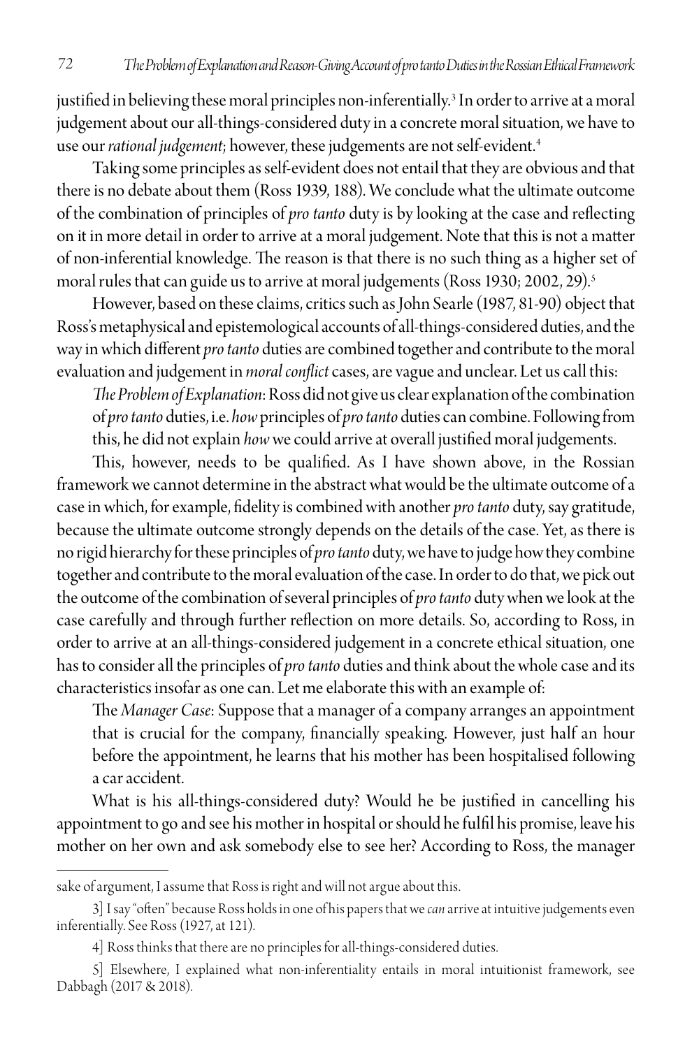justified in believing these moral principles non-inferentially.[3] In order to arrive at a moral judgement about our all-things-considered duty in a concrete moral situation, we have to use our *rational judgement*; however, these judgements are not self-evident.[4]

Taking some principles as self-evident does not entail that they are obvious and that there is no debate about them (Ross 1939, 188). We conclude what the ultimate outcome of the combination of principles of *pro tanto* duty is by looking at the case and reflecting on it in more detail in order to arrive at a moral judgement. Note that this is not a matter of non-inferential knowledge. The reason is that there is no such thing as a higher set of moral rules that can guide us to arrive at moral judgements (Ross 1930; 2002, 29).[5]

However, based on these claims, critics such as John Searle (1987, 81-90) object that Ross's metaphysical and epistemological accounts of all-things-considered duties, and the way in which different *pro tanto* duties are combined together and contribute to the moral evaluation and judgement in *moral conflict* cases, are vague and unclear. Let us call this:

> *The Problem of Explanation*: Ross did not give us clear explanation of the combination of *pro tanto* duties, i.e. *how* principles of *pro tanto* duties can combine. Following from this, he did not explain *how* we could arrive at overall justified moral judgements.

This, however, needs to be qualified. As I have shown above, in the Rossian framework we cannot determine in the abstract what would be the ultimate outcome of a case in which, for example, fidelity is combined with another *pro tanto* duty, say gratitude, because the ultimate outcome strongly depends on the details of the case. Yet, as there is no rigid hierarchy for these principles of *pro tanto* duty, we have to judge how they combine together and contribute to the moral evaluation of the case. In order to do that, we pick out the outcome of the combination of several principles of *pro tanto* duty when we look at the case carefully and through further reflection on more details. So, according to Ross, in order to arrive at an all-things-considered judgement in a concrete ethical situation, one has to consider all the principles of *pro tanto* duties and think about the whole case and its characteristics insofar as one can. Let me elaborate this with an example of:

> The *Manager Case*: Suppose that a manager of a company arranges an appointment that is crucial for the company, financially speaking. However, just half an hour before the appointment, he learns that his mother has been hospitalised following a car accident.

What is his all-things-considered duty? Would he be justified in cancelling his appointment to go and see his mother in hospital or should he fulfil his promise, leave his mother on her own and ask somebody else to see her? According to Ross, the manager

---

sake of argument, I assume that Ross is right and will not argue about this.

3] I say "often" because Ross holds in one of his papers that we *can* arrive at intuitive judgements even inferentially. See Ross (1927, at 121).

4] Ross thinks that there are no principles for all-things-considered duties.

5] Elsewhere, I explained what non-inferentiality entails in moral intuitionist framework, see Dabbagh (2017 & 2018).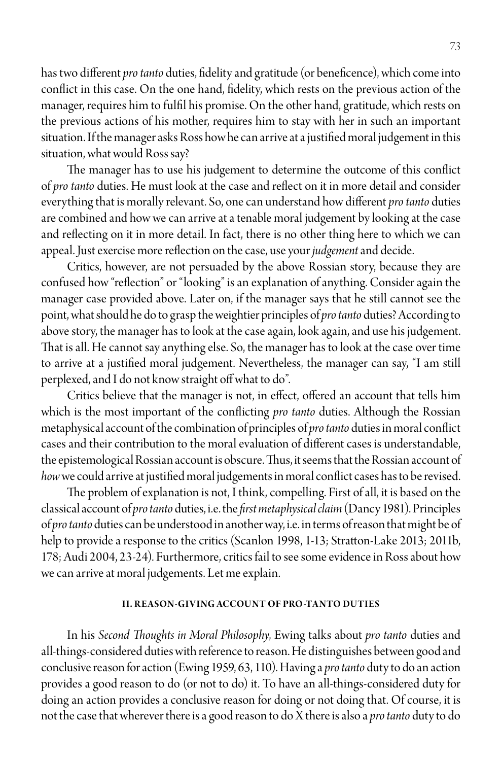has two different *pro tanto* duties, fidelity and gratitude (or beneficence), which come into conflict in this case. On the one hand, fidelity, which rests on the previous action of the manager, requires him to fulfil his promise. On the other hand, gratitude, which rests on the previous actions of his mother, requires him to stay with her in such an important situation. If the manager asks Ross how he can arrive at a justified moral judgement in this situation, what would Ross say?

The manager has to use his judgement to determine the outcome of this conflict of *pro tanto* duties. He must look at the case and reflect on it in more detail and consider everything that is morally relevant. So, one can understand how different *pro tanto* duties are combined and how we can arrive at a tenable moral judgement by looking at the case and reflecting on it in more detail. In fact, there is no other thing here to which we can appeal. Just exercise more reflection on the case, use your *judgement* and decide.

Critics, however, are not persuaded by the above Rossian story, because they are confused how "reflection" or "looking" is an explanation of anything. Consider again the manager case provided above. Later on, if the manager says that he still cannot see the point, what should he do to grasp the weightier principles of *pro tanto* duties? According to above story, the manager has to look at the case again, look again, and use his judgement. That is all. He cannot say anything else. So, the manager has to look at the case over time to arrive at a justified moral judgement. Nevertheless, the manager can say, "I am still perplexed, and I do not know straight off what to do".

Critics believe that the manager is not, in effect, offered an account that tells him which is the most important of the conflicting *pro tanto* duties. Although the Rossian metaphysical account of the combination of principles of *pro tanto* duties in moral conflict cases and their contribution to the moral evaluation of different cases is understandable, the epistemological Rossian account is obscure. Thus, it seems that the Rossian account of *how* we could arrive at justified moral judgements in moral conflict cases has to be revised.

The problem of explanation is not, I think, compelling. First of all, it is based on the classical account of *pro tanto* duties, i.e. the *first metaphysical claim* (Dancy 1981). Principles of *pro tanto* duties can be understood in another way, i.e. in terms of reason that might be of help to provide a response to the critics (Scanlon 1998, 1-13; Stratton-Lake 2013; 2011b, 178; Audi 2004, 23-24). Furthermore, critics fail to see some evidence in Ross about how we can arrive at moral judgements. Let me explain.

## II. REASON-GIVING ACCOUNT OF PRO-TANTO DUTIES

In his *Second Thoughts in Moral Philosophy*, Ewing talks about *pro tanto* duties and all-things-considered duties with reference to reason. He distinguishes between good and conclusive reason for action (Ewing 1959, 63, 110). Having a *pro tanto* duty to do an action provides a good reason to do (or not to do) it. To have an all-things-considered duty for doing an action provides a conclusive reason for doing or not doing that. Of course, it is not the case that wherever there is a good reason to do X there is also a *pro tanto* duty to do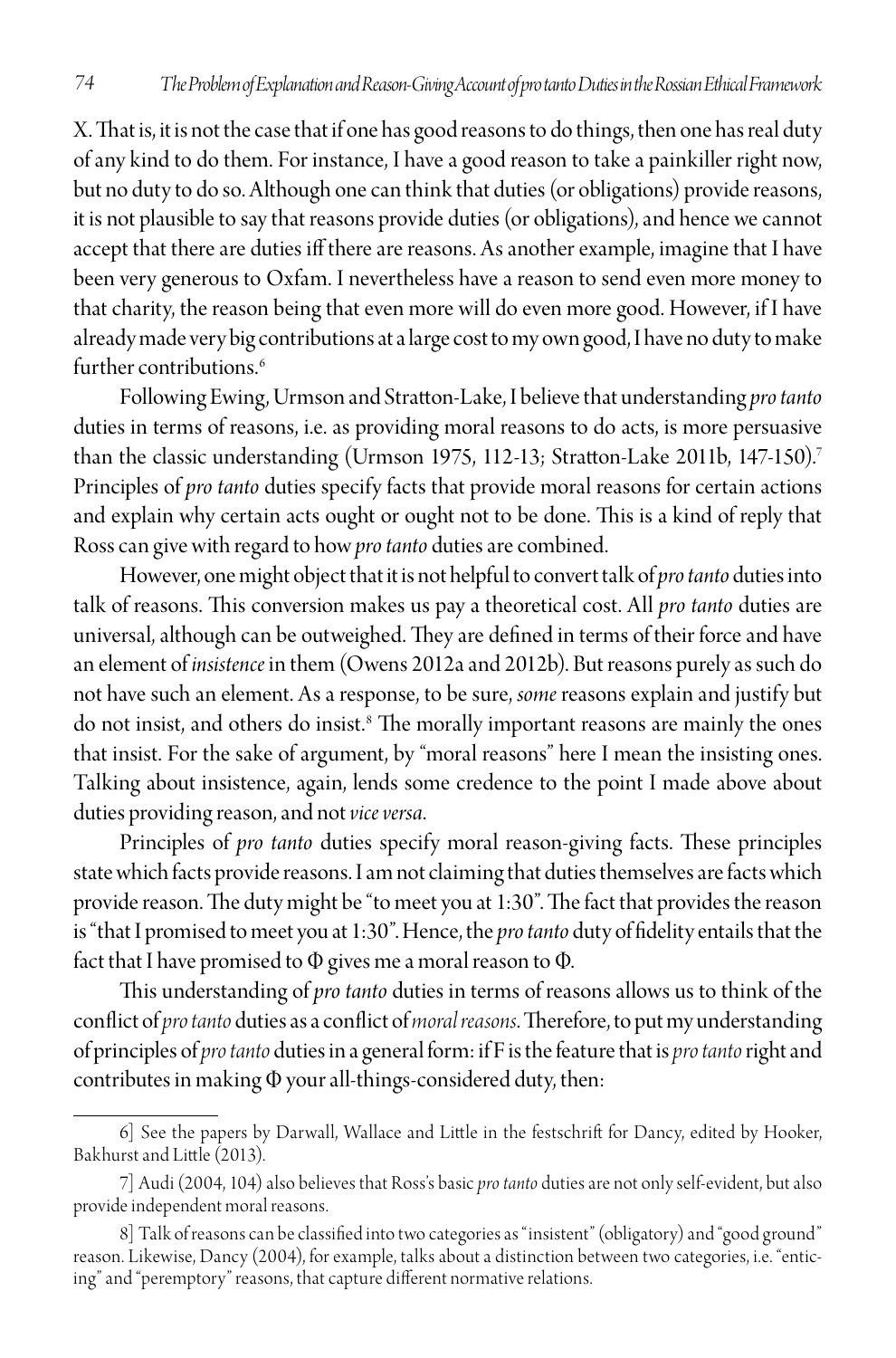X. That is, it is not the case that if one has good reasons to do things, then one has real duty of any kind to do them. For instance, I have a good reason to take a painkiller right now, but no duty to do so. Although one can think that duties (or obligations) provide reasons, it is not plausible to say that reasons provide duties (or obligations), and hence we cannot accept that there are duties iff there are reasons. As another example, imagine that I have been very generous to Oxfam. I nevertheless have a reason to send even more money to that charity, the reason being that even more will do even more good. However, if I have already made very big contributions at a large cost to my own good, I have no duty to make further contributions.[6]

Following Ewing, Urmson and Stratton-Lake, I believe that understanding *pro tanto* duties in terms of reasons, i.e. as providing moral reasons to do acts, is more persuasive than the classic understanding (Urmson 1975, 112-13; Stratton-Lake 2011b, 147-150).[7] Principles of *pro tanto* duties specify facts that provide moral reasons for certain actions and explain why certain acts ought or ought not to be done. This is a kind of reply that Ross can give with regard to how *pro tanto* duties are combined.

However, one might object that it is not helpful to convert talk of *pro tanto* duties into talk of reasons. This conversion makes us pay a theoretical cost. All *pro tanto* duties are universal, although can be outweighed. They are defined in terms of their force and have an element of *insistence* in them (Owens 2012a and 2012b). But reasons purely as such do not have such an element. As a response, to be sure, *some* reasons explain and justify but do not insist, and others do insist.[8] The morally important reasons are mainly the ones that insist. For the sake of argument, by "moral reasons" here I mean the insisting ones. Talking about insistence, again, lends some credence to the point I made above about duties providing reason, and not *vice versa*.

Principles of *pro tanto* duties specify moral reason-giving facts. These principles state which facts provide reasons. I am not claiming that duties themselves are facts which provide reason. The duty might be "to meet you at 1:30". The fact that provides the reason is "that I promised to meet you at 1:30". Hence, the *pro tanto* duty of fidelity entails that the fact that I have promised to $\Phi$ gives me a moral reason to $\Phi$.

This understanding of *pro tanto* duties in terms of reasons allows us to think of the conflict of *pro tanto* duties as a conflict of *moral reasons*. Therefore, to put my understanding of principles of *pro tanto* duties in a general form: if F is the feature that is *pro tanto* right and contributes in making $\Phi$ your all-things-considered duty, then:

---

6] See the papers by Darwall, Wallace and Little in the festschrift for Dancy, edited by Hooker, Bakhurst and Little (2013).

7] Audi (2004, 104) also believes that Ross's basic *pro tanto* duties are not only self-evident, but also provide independent moral reasons.

8] Talk of reasons can be classified into two categories as "insistent" (obligatory) and "good ground" reason. Likewise, Dancy (2004), for example, talks about a distinction between two categories, i.e. "enticing" and "peremptory" reasons, that capture different normative relations.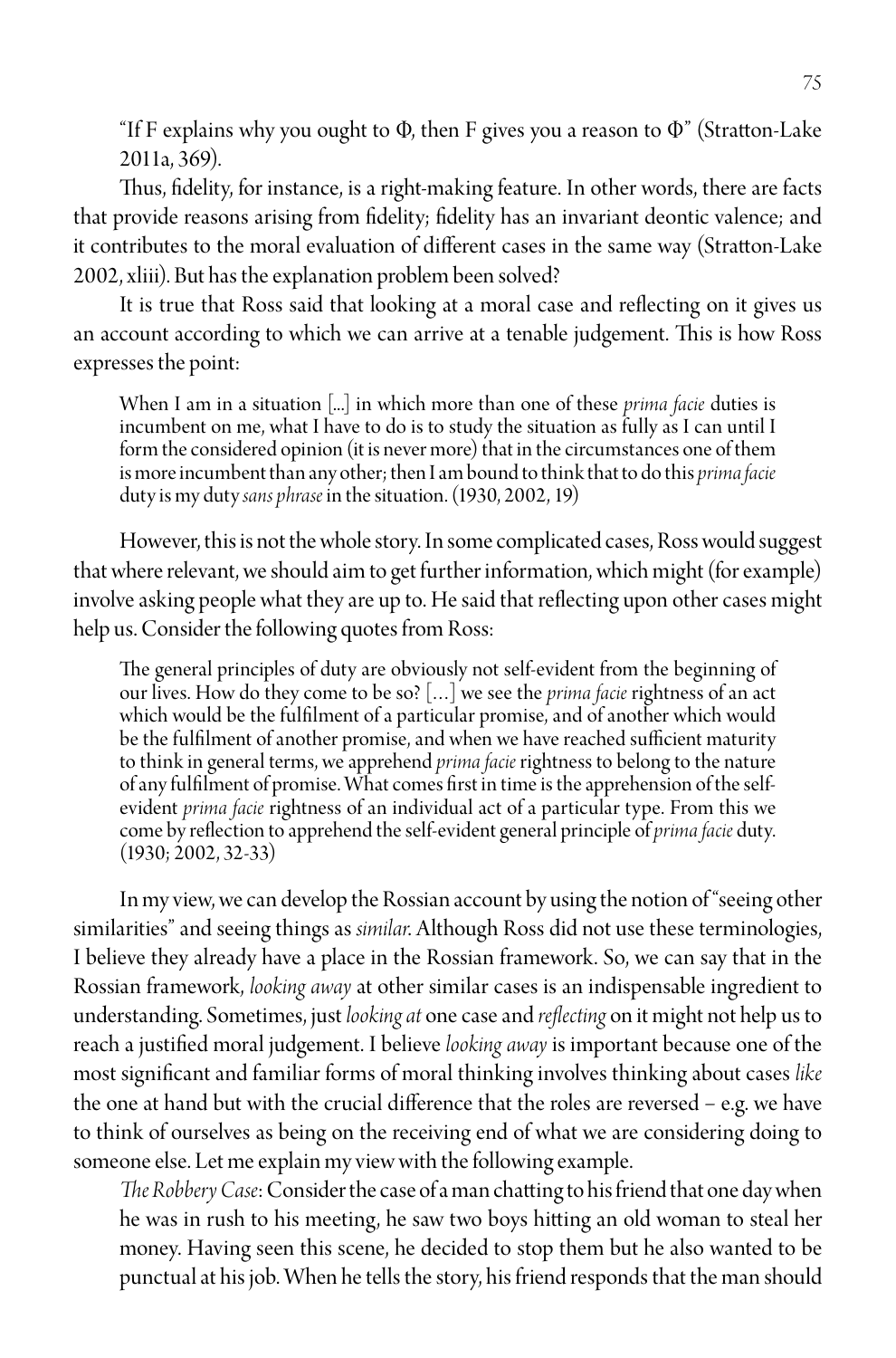"If F explains why you ought to Φ, then F gives you a reason to Φ" (Stratton-Lake 2011a, 369).

Thus, fidelity, for instance, is a right-making feature. In other words, there are facts that provide reasons arising from fidelity; fidelity has an invariant deontic valence; and it contributes to the moral evaluation of different cases in the same way (Stratton-Lake 2002, xliii). But has the explanation problem been solved?

It is true that Ross said that looking at a moral case and reflecting on it gives us an account according to which we can arrive at a tenable judgement. This is how Ross expresses the point:

> When I am in a situation [...] in which more than one of these *prima facie* duties is incumbent on me, what I have to do is to study the situation as fully as I can until I form the considered opinion (it is never more) that in the circumstances one of them is more incumbent than any other; then I am bound to think that to do this *prima facie* duty is my duty *sans phrase* in the situation. (1930, 2002, 19)

However, this is not the whole story. In some complicated cases, Ross would suggest that where relevant, we should aim to get further information, which might (for example) involve asking people what they are up to. He said that reflecting upon other cases might help us. Consider the following quotes from Ross:

> The general principles of duty are obviously not self-evident from the beginning of our lives. How do they come to be so? [...] we see the *prima facie* rightness of an act which would be the fulfilment of a particular promise, and of another which would be the fulfilment of another promise, and when we have reached sufficient maturity to think in general terms, we apprehend *prima facie* rightness to belong to the nature of any fulfilment of promise. What comes first in time is the apprehension of the self-evident *prima facie* rightness of an individual act of a particular type. From this we come by reflection to apprehend the self-evident general principle of *prima facie* duty. (1930; 2002, 32-33)

In my view, we can develop the Rossian account by using the notion of "seeing other similarities" and seeing things as *similar*. Although Ross did not use these terminologies, I believe they already have a place in the Rossian framework. So, we can say that in the Rossian framework, *looking away* at other similar cases is an indispensable ingredient to understanding. Sometimes, just *looking at* one case and *reflecting* on it might not help us to reach a justified moral judgement. I believe *looking away* is important because one of the most significant and familiar forms of moral thinking involves thinking about cases *like* the one at hand but with the crucial difference that the roles are reversed – e.g. we have to think of ourselves as being on the receiving end of what we are considering doing to someone else. Let me explain my view with the following example.

*The Robbery Case*: Consider the case of a man chatting to his friend that one day when he was in rush to his meeting, he saw two boys hitting an old woman to steal her money. Having seen this scene, he decided to stop them but he also wanted to be punctual at his job. When he tells the story, his friend responds that the man should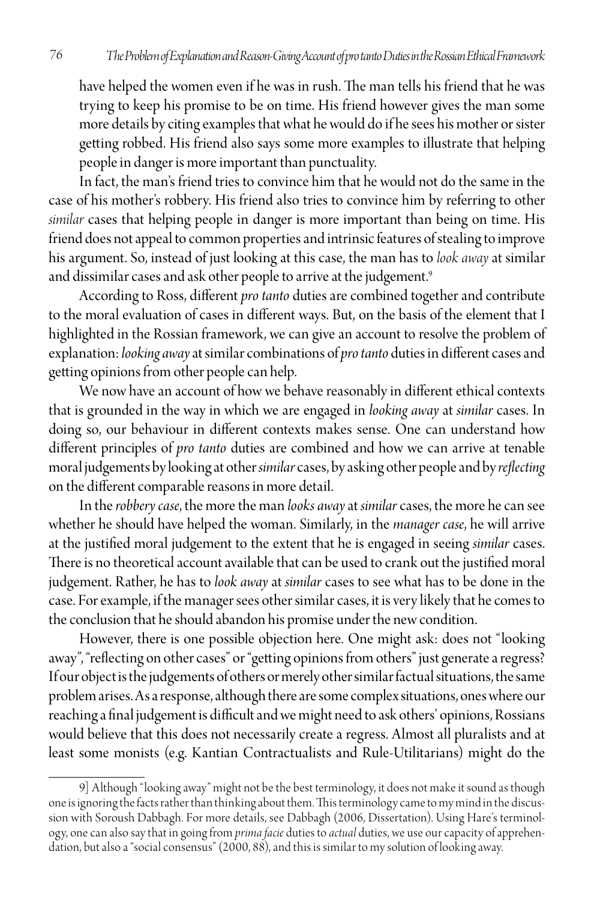have helped the women even if he was in rush. The man tells his friend that he was trying to keep his promise to be on time. His friend however gives the man some more details by citing examples that what he would do if he sees his mother or sister getting robbed. His friend also says some more examples to illustrate that helping people in danger is more important than punctuality.

In fact, the man's friend tries to convince him that he would not do the same in the case of his mother's robbery. His friend also tries to convince him by referring to other *similar* cases that helping people in danger is more important than being on time. His friend does not appeal to common properties and intrinsic features of stealing to improve his argument. So, instead of just looking at this case, the man has to *look away* at similar and dissimilar cases and ask other people to arrive at the judgement.[9]

According to Ross, different *pro tanto* duties are combined together and contribute to the moral evaluation of cases in different ways. But, on the basis of the element that I highlighted in the Rossian framework, we can give an account to resolve the problem of explanation: *looking away* at similar combinations of *pro tanto* duties in different cases and getting opinions from other people can help.

We now have an account of how we behave reasonably in different ethical contexts that is grounded in the way in which we are engaged in *looking away* at *similar* cases. In doing so, our behaviour in different contexts makes sense. One can understand how different principles of *pro tanto* duties are combined and how we can arrive at tenable moral judgements by looking at other *similar* cases, by asking other people and by *reflecting* on the different comparable reasons in more detail.

In the *robbery case*, the more the man *looks away* at *similar* cases, the more he can see whether he should have helped the woman. Similarly, in the *manager case*, he will arrive at the justified moral judgement to the extent that he is engaged in seeing *similar* cases. There is no theoretical account available that can be used to crank out the justified moral judgement. Rather, he has to *look away* at *similar* cases to see what has to be done in the case. For example, if the manager sees other similar cases, it is very likely that he comes to the conclusion that he should abandon his promise under the new condition.

However, there is one possible objection here. One might ask: does not "looking away", "reflecting on other cases" or "getting opinions from others" just generate a regress? If our object is the judgements of others or merely other similar factual situations, the same problem arises. As a response, although there are some complex situations, ones where our reaching a final judgement is difficult and we might need to ask others' opinions, Rossians would believe that this does not necessarily create a regress. Almost all pluralists and at least some monists (e.g. Kantian Contractualists and Rule-Utilitarians) might do the

---

9] Although "looking away" might not be the best terminology, it does not make it sound as though one is ignoring the facts rather than thinking about them. This terminology came to my mind in the discussion with Soroush Dabbagh. For more details, see Dabbagh (2006, Dissertation). Using Hare's terminology, one can also say that in going from *prima facie* duties to *actual* duties, we use our capacity of apprehendation, but also a "social consensus" (2000, 88), and this is similar to my solution of looking away.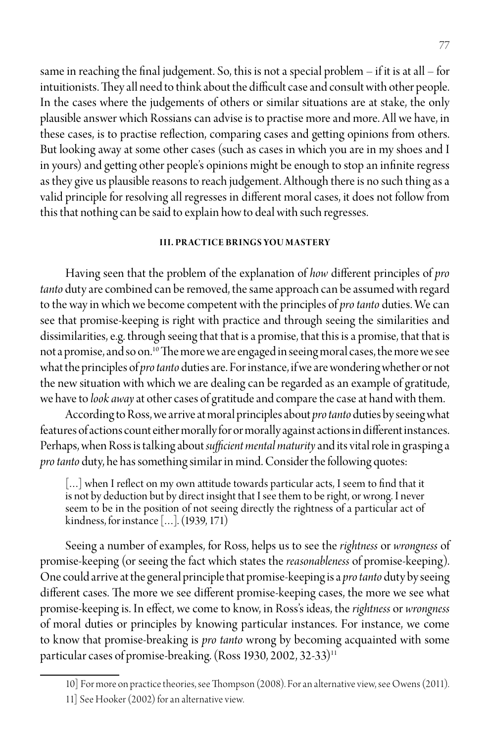same in reaching the final judgement. So, this is not a special problem – if it is at all – for intuitionists. They all need to think about the difficult case and consult with other people. In the cases where the judgements of others or similar situations are at stake, the only plausible answer which Rossians can advise is to practise more and more. All we have, in these cases, is to practise reflection, comparing cases and getting opinions from others. But looking away at some other cases (such as cases in which you are in my shoes and I in yours) and getting other people's opinions might be enough to stop an infinite regress as they give us plausible reasons to reach judgement. Although there is no such thing as a valid principle for resolving all regresses in different moral cases, it does not follow from this that nothing can be said to explain how to deal with such regresses.

## III. PRACTICE BRINGS YOU MASTERY

Having seen that the problem of the explanation of *how* different principles of *pro tanto* duty are combined can be removed, the same approach can be assumed with regard to the way in which we become competent with the principles of *pro tanto* duties. We can see that promise-keeping is right with practice and through seeing the similarities and dissimilarities, e.g. through seeing that that is a promise, that this is a promise, that that is not a promise, and so on.[10] The more we are engaged in seeing moral cases, the more we see what the principles of *pro tanto* duties are. For instance, if we are wondering whether or not the new situation with which we are dealing can be regarded as an example of gratitude, we have to *look away* at other cases of gratitude and compare the case at hand with them.

According to Ross, we arrive at moral principles about *pro tanto* duties by seeing what features of actions count either morally for or morally against actions in different instances. Perhaps, when Ross is talking about *sufficient mental maturity* and its vital role in grasping a *pro tanto* duty, he has something similar in mind. Consider the following quotes:

> [...] when I reflect on my own attitude towards particular acts, I seem to find that it is not by deduction but by direct insight that I see them to be right, or wrong. I never seem to be in the position of not seeing directly the rightness of a particular act of kindness, for instance [...]. (1939, 171)

Seeing a number of examples, for Ross, helps us to see the *rightness* or *wrongness* of promise-keeping (or seeing the fact which states the *reasonableness* of promise-keeping). One could arrive at the general principle that promise-keeping is a *pro tanto* duty by seeing different cases. The more we see different promise-keeping cases, the more we see what promise-keeping is. In effect, we come to know, in Ross's ideas, the *rightness* or *wrongness* of moral duties or principles by knowing particular instances. For instance, we come to know that promise-breaking is *pro tanto* wrong by becoming acquainted with some particular cases of promise-breaking. (Ross 1930, 2002, 32-33)[11]

10] For more on practice theories, see Thompson (2008). For an alternative view, see Owens (2011).

11] See Hooker (2002) for an alternative view.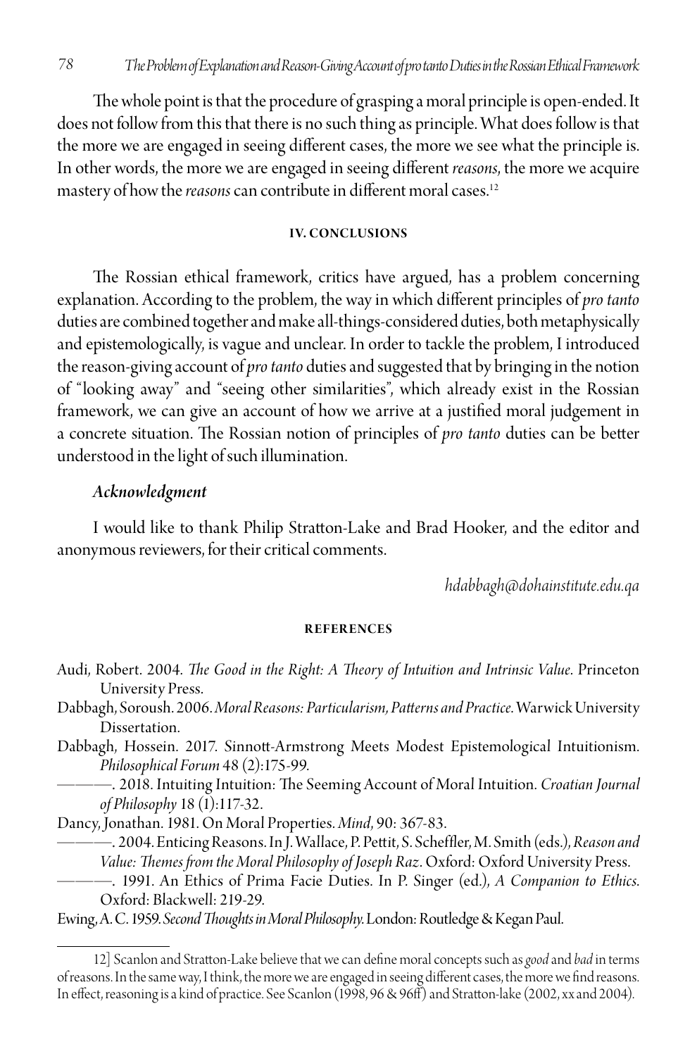The whole point is that the procedure of grasping a moral principle is open-ended. It does not follow from this that there is no such thing as principle. What does follow is that the more we are engaged in seeing different cases, the more we see what the principle is. In other words, the more we are engaged in seeing different *reasons*, the more we acquire mastery of how the *reasons* can contribute in different moral cases.[12]

## IV. CONCLUSIONS

The Rossian ethical framework, critics have argued, has a problem concerning explanation. According to the problem, the way in which different principles of *pro tanto* duties are combined together and make all-things-considered duties, both metaphysically and epistemologically, is vague and unclear. In order to tackle the problem, I introduced the reason-giving account of *pro tanto* duties and suggested that by bringing in the notion of "looking away" and "seeing other similarities", which already exist in the Rossian framework, we can give an account of how we arrive at a justified moral judgement in a concrete situation. The Rossian notion of principles of *pro tanto* duties can be better understood in the light of such illumination.

### *Acknowledgment*

I would like to thank Philip Stratton-Lake and Brad Hooker, and the editor and anonymous reviewers, for their critical comments.

*hdabbagh@dohainstitute.edu.qa*

## REFERENCES

Audi, Robert. 2004. *The Good in the Right: A Theory of Intuition and Intrinsic Value*. Princeton University Press.

Dabbagh, Soroush. 2006. *Moral Reasons: Particularism, Patterns and Practice*. Warwick University Dissertation.

Dabbagh, Hossein. 2017. Sinnott-Armstrong Meets Modest Epistemological Intuitionism. *Philosophical Forum* 48 (2):175-99.

———. 2018. Intuiting Intuition: The Seeming Account of Moral Intuition. *Croatian Journal of Philosophy* 18 (1):117-32.

Dancy, Jonathan. 1981. On Moral Properties. *Mind*, 90: 367-83.

———. 2004. Enticing Reasons. In J. Wallace, P. Pettit, S. Scheffler, M. Smith (eds.), *Reason and Value: Themes from the Moral Philosophy of Joseph Raz*. Oxford: Oxford University Press.

———. 1991. An Ethics of Prima Facie Duties. In P. Singer (ed.), *A Companion to Ethics*. Oxford: Blackwell: 219-29.

Ewing, A. C. 1959. *Second Thoughts in Moral Philosophy*. London: Routledge & Kegan Paul.

---

12] Scanlon and Stratton-Lake believe that we can define moral concepts such as *good* and *bad* in terms of reasons. In the same way, I think, the more we are engaged in seeing different cases, the more we find reasons. In effect, reasoning is a kind of practice. See Scanlon (1998, 96 & 96ff) and Stratton-lake (2002, xx and 2004).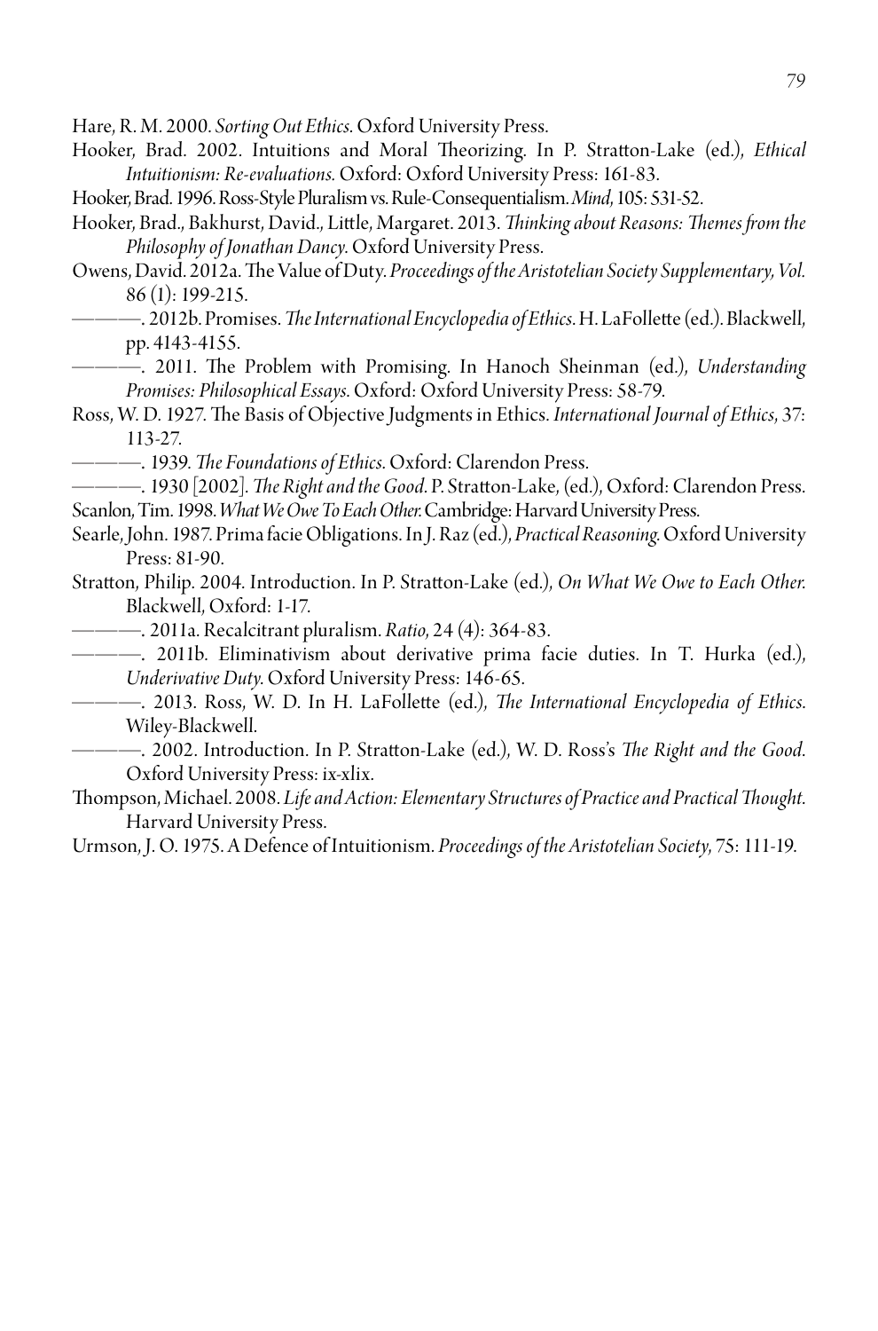Hare, R. M. 2000. *Sorting Out Ethics*. Oxford University Press.

Hooker, Brad. 2002. Intuitions and Moral Theorizing. In P. Stratton-Lake (ed.), *Ethical Intuitionism: Re-evaluations*. Oxford: Oxford University Press: 161-83.

Hooker, Brad. 1996. Ross-Style Pluralism vs. Rule-Consequentialism. *Mind*, 105: 531-52.

Hooker, Brad., Bakhurst, David., Little, Margaret. 2013. *Thinking about Reasons: Themes from the Philosophy of Jonathan Dancy*. Oxford University Press.

Owens, David. 2012a. The Value of Duty. *Proceedings of the Aristotelian Society Supplementary, Vol.* 86 (1): 199-215.

———. 2012b. Promises. *The International Encyclopedia of Ethics*. H. LaFollette (ed.). Blackwell, pp. 4143-4155.

———. 2011. The Problem with Promising. In Hanoch Sheinman (ed.), *Understanding Promises: Philosophical Essays*. Oxford: Oxford University Press: 58-79.

Ross, W. D. 1927. The Basis of Objective Judgments in Ethics. *International Journal of Ethics*, 37: 113-27.

———. 1939. *The Foundations of Ethics*. Oxford: Clarendon Press.

———. 1930 [2002]. *The Right and the Good*. P. Stratton-Lake, (ed.), Oxford: Clarendon Press.

Scanlon, Tim. 1998. *What We Owe To Each Other*. Cambridge: Harvard University Press.

Searle, John. 1987. Prima facie Obligations. In J. Raz (ed.), *Practical Reasoning*. Oxford University Press: 81-90.

Stratton, Philip. 2004. Introduction. In P. Stratton-Lake (ed.), *On What We Owe to Each Other*. Blackwell, Oxford: 1-17.

———. 2011a. Recalcitrant pluralism. *Ratio*, 24 (4): 364-83.

———. 2011b. Eliminativism about derivative prima facie duties. In T. Hurka (ed.), *Underivative Duty*. Oxford University Press: 146-65.

———. 2013. Ross, W. D. In H. LaFollette (ed.), *The International Encyclopedia of Ethics*. Wiley-Blackwell.

———. 2002. Introduction. In P. Stratton-Lake (ed.), W. D. Ross's *The Right and the Good*. Oxford University Press: ix-xlix.

Thompson, Michael. 2008. *Life and Action: Elementary Structures of Practice and Practical Thought*. Harvard University Press.

Urmson, J. O. 1975. A Defence of Intuitionism. *Proceedings of the Aristotelian Society*, 75: 111-19.